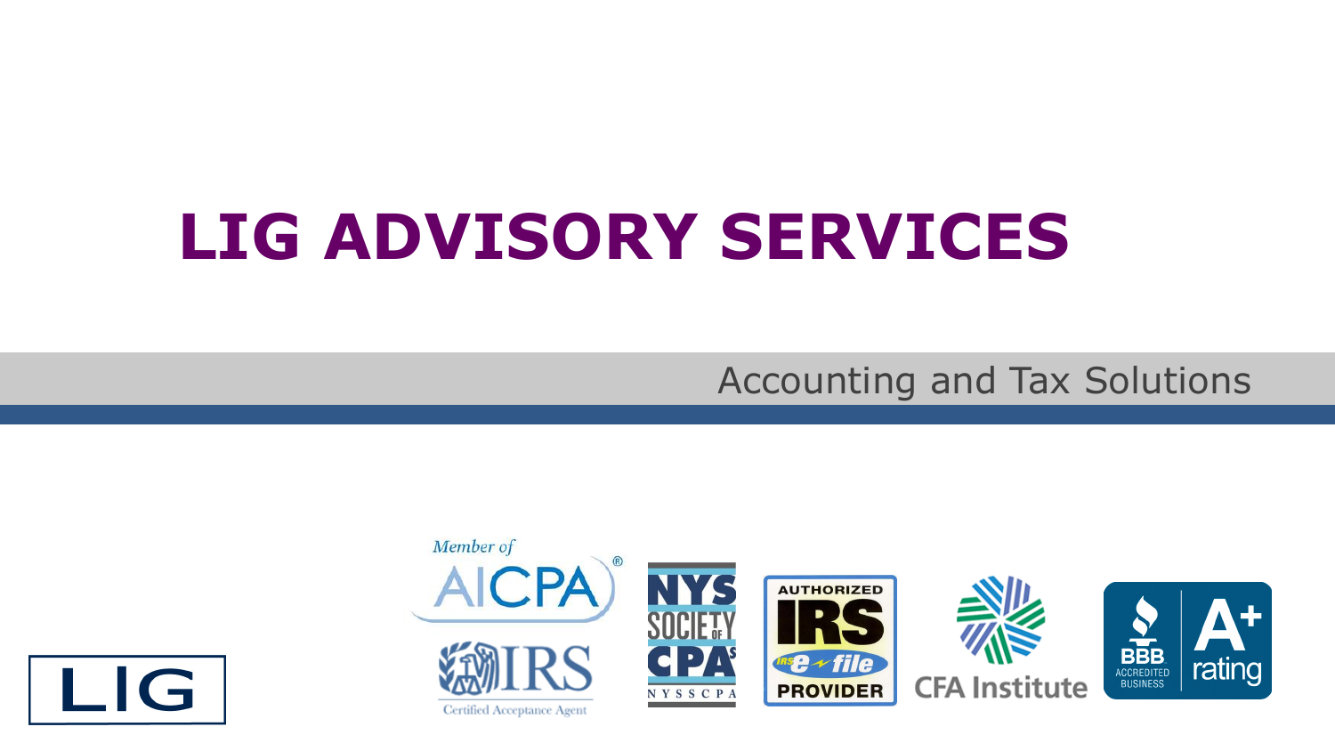# LIG ADVISORY SERVICES

Accounting and Tax Solutions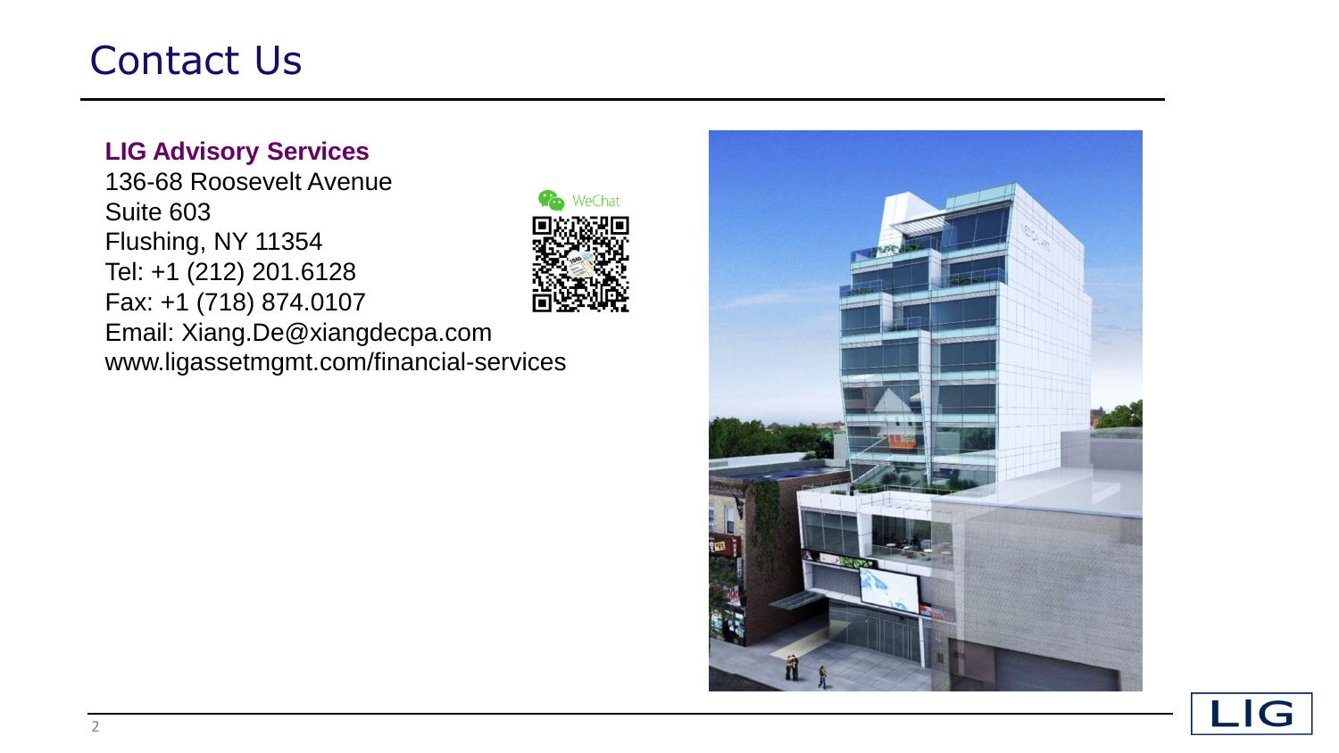# Contact Us

**LIG Advisory Services**
136-68 Roosevelt Avenue
Suite 603
Flushing, NY 11354
Tel: +1 (212) 201.6128
Fax: +1 (718) 874.0107
Email: Xiang.De@xiangdecpa.com
www.ligassetmgmt.com/financial-services

WeChat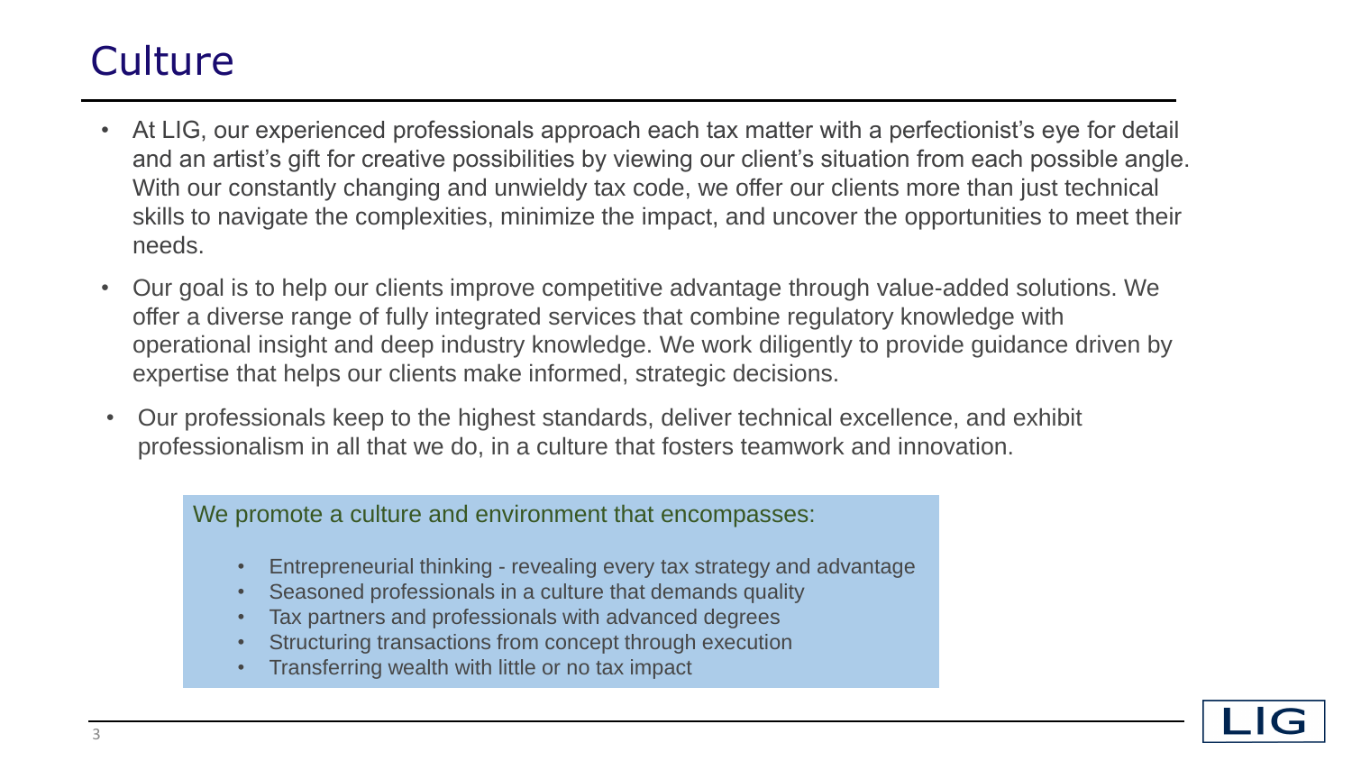# Culture

- At LIG, our experienced professionals approach each tax matter with a perfectionist's eye for detail and an artist's gift for creative possibilities by viewing our client's situation from each possible angle. With our constantly changing and unwieldy tax code, we offer our clients more than just technical skills to navigate the complexities, minimize the impact, and uncover the opportunities to meet their needs.
- Our goal is to help our clients improve competitive advantage through value-added solutions. We offer a diverse range of fully integrated services that combine regulatory knowledge with operational insight and deep industry knowledge. We work diligently to provide guidance driven by expertise that helps our clients make informed, strategic decisions.
- Our professionals keep to the highest standards, deliver technical excellence, and exhibit professionalism in all that we do, in a culture that fosters teamwork and innovation.

We promote a culture and environment that encompasses:

- Entrepreneurial thinking - revealing every tax strategy and advantage
- Seasoned professionals in a culture that demands quality
- Tax partners and professionals with advanced degrees
- Structuring transactions from concept through execution
- Transferring wealth with little or no tax impact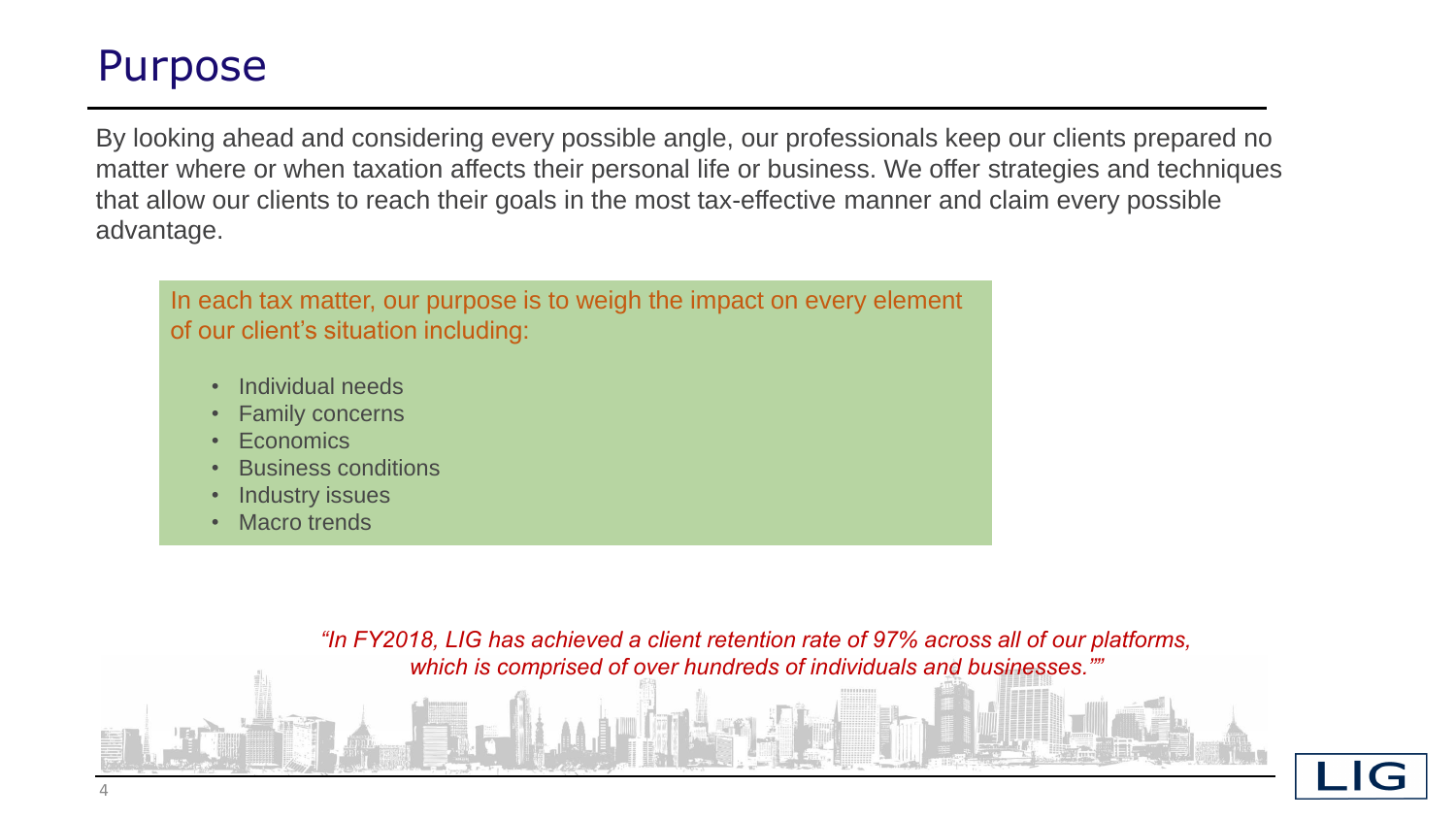# Purpose

By looking ahead and considering every possible angle, our professionals keep our clients prepared no matter where or when taxation affects their personal life or business. We offer strategies and techniques that allow our clients to reach their goals in the most tax-effective manner and claim every possible advantage.

In each tax matter, our purpose is to weigh the impact on every element of our client's situation including:

- Individual needs
- Family concerns
- Economics
- Business conditions
- Industry issues
- Macro trends

*"In FY2018, LIG has achieved a client retention rate of 97% across all of our platforms, which is comprised of over hundreds of individuals and businesses.""*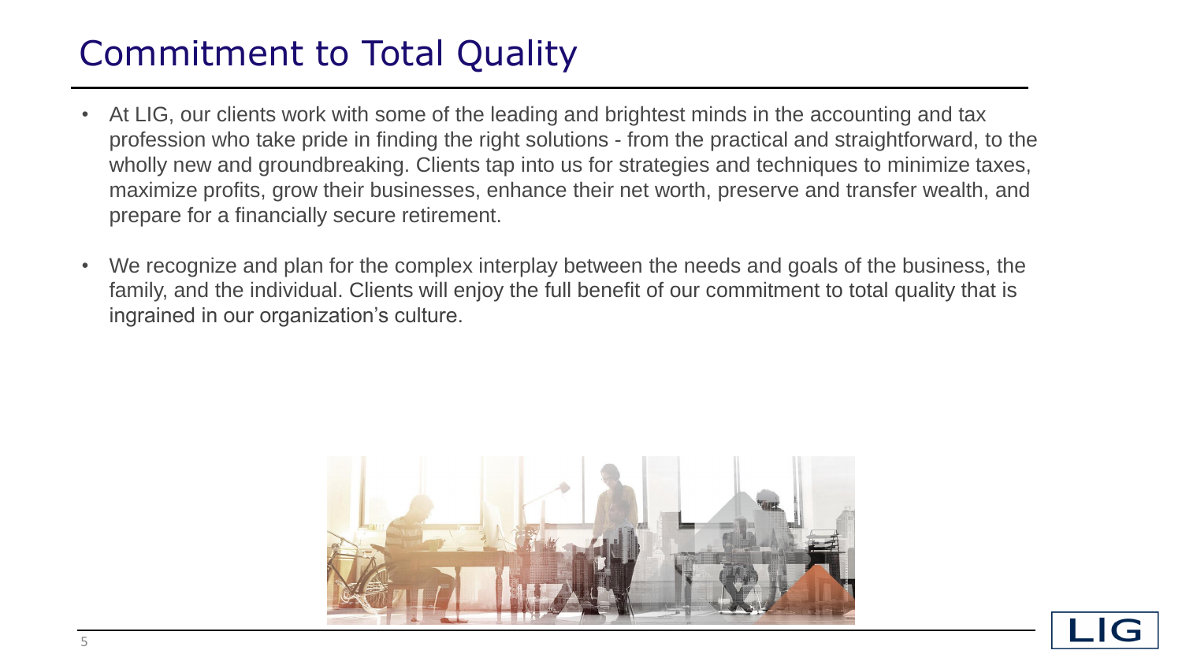# Commitment to Total Quality

- At LIG, our clients work with some of the leading and brightest minds in the accounting and tax profession who take pride in finding the right solutions - from the practical and straightforward, to the wholly new and groundbreaking. Clients tap into us for strategies and techniques to minimize taxes, maximize profits, grow their businesses, enhance their net worth, preserve and transfer wealth, and prepare for a financially secure retirement.
- We recognize and plan for the complex interplay between the needs and goals of the business, the family, and the individual. Clients will enjoy the full benefit of our commitment to total quality that is ingrained in our organization's culture.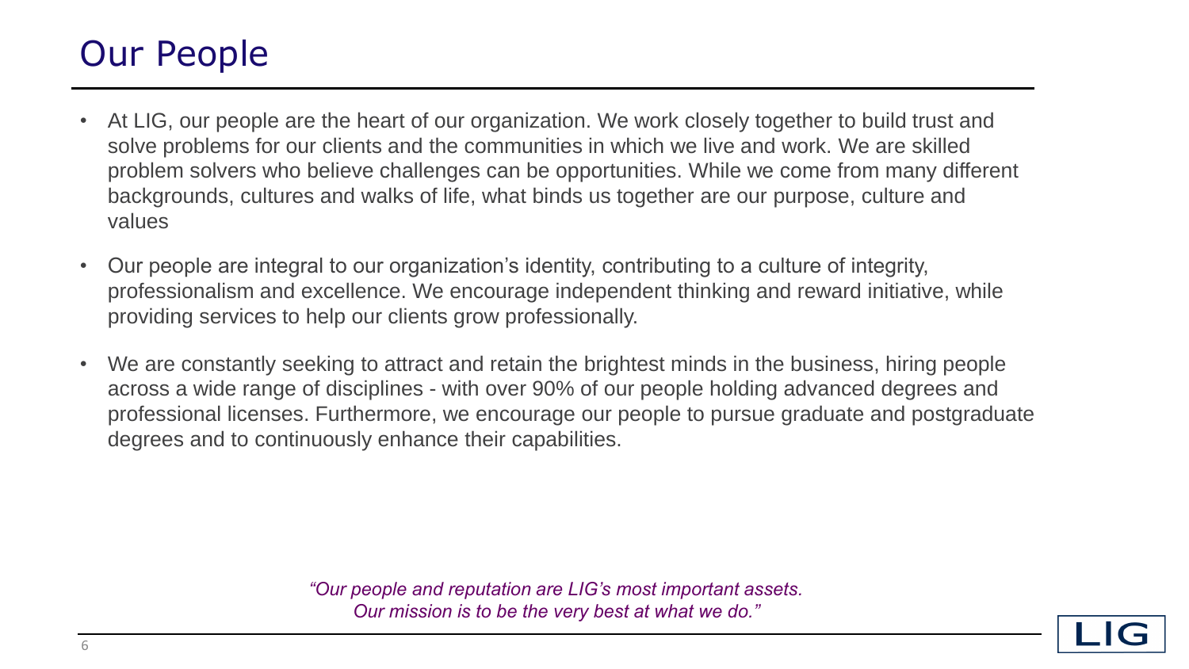# Our People

- At LIG, our people are the heart of our organization. We work closely together to build trust and solve problems for our clients and the communities in which we live and work. We are skilled problem solvers who believe challenges can be opportunities. While we come from many different backgrounds, cultures and walks of life, what binds us together are our purpose, culture and values
- Our people are integral to our organization's identity, contributing to a culture of integrity, professionalism and excellence. We encourage independent thinking and reward initiative, while providing services to help our clients grow professionally.
- We are constantly seeking to attract and retain the brightest minds in the business, hiring people across a wide range of disciplines - with over 90% of our people holding advanced degrees and professional licenses. Furthermore, we encourage our people to pursue graduate and postgraduate degrees and to continuously enhance their capabilities.

*"Our people and reputation are LIG's most important assets. Our mission is to be the very best at what we do."*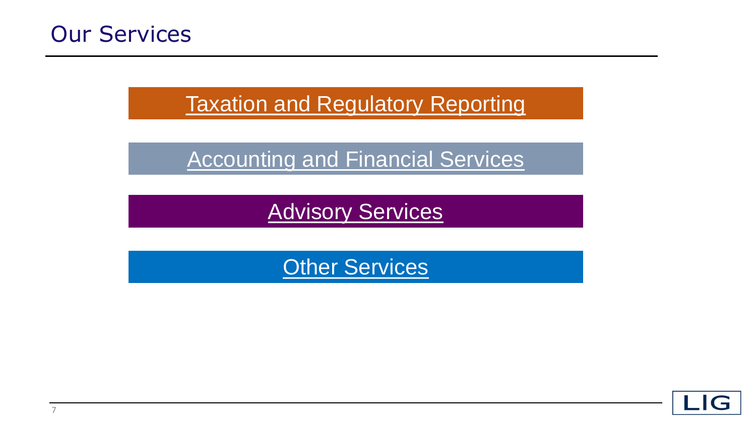# Our Services

Taxation and Regulatory Reporting

Accounting and Financial Services

Advisory Services

Other Services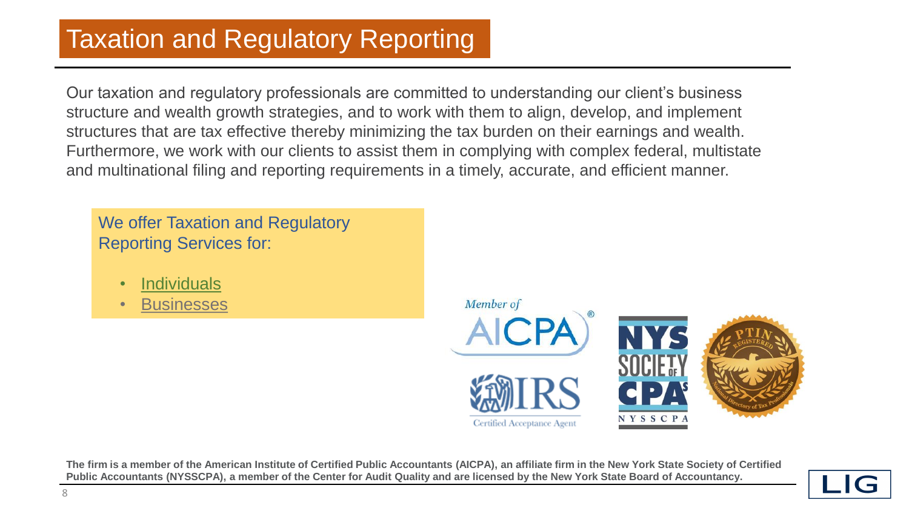# Taxation and Regulatory Reporting

Our taxation and regulatory professionals are committed to understanding our client's business structure and wealth growth strategies, and to work with them to align, develop, and implement structures that are tax effective thereby minimizing the tax burden on their earnings and wealth. Furthermore, we work with our clients to assist them in complying with complex federal, multistate and multinational filing and reporting requirements in a timely, accurate, and efficient manner.

We offer Taxation and Regulatory Reporting Services for:

- Individuals
- Businesses

Member of AICPA®

IRS Certified Acceptance Agent

NYS Society of CPAs NYSSCPA

PTIN Registered — National Directory of Tax Professionals

**The firm is a member of the American Institute of Certified Public Accountants (AICPA), an affiliate firm in the New York State Society of Certified Public Accountants (NYSSCPA), a member of the Center for Audit Quality and are licensed by the New York State Board of Accountancy.**

LIG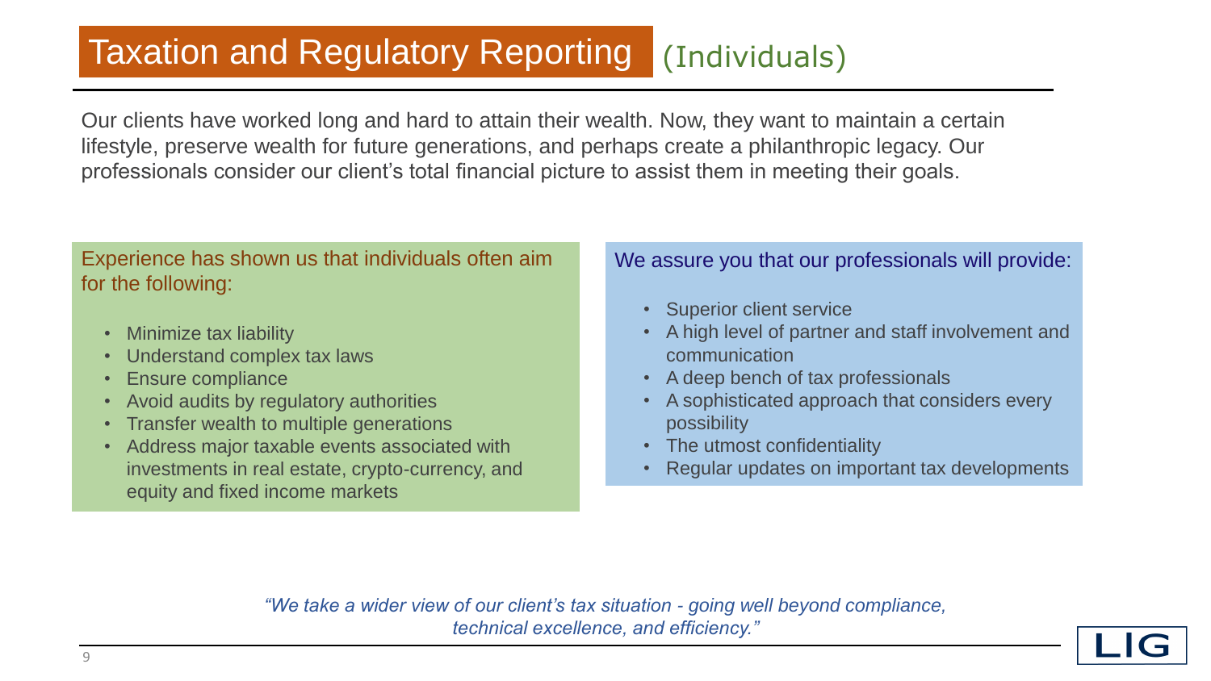# Taxation and Regulatory Reporting (Individuals)

Our clients have worked long and hard to attain their wealth. Now, they want to maintain a certain lifestyle, preserve wealth for future generations, and perhaps create a philanthropic legacy. Our professionals consider our client's total financial picture to assist them in meeting their goals.

Experience has shown us that individuals often aim for the following:

- Minimize tax liability
- Understand complex tax laws
- Ensure compliance
- Avoid audits by regulatory authorities
- Transfer wealth to multiple generations
- Address major taxable events associated with investments in real estate, crypto-currency, and equity and fixed income markets

We assure you that our professionals will provide:

- Superior client service
- A high level of partner and staff involvement and communication
- A deep bench of tax professionals
- A sophisticated approach that considers every possibility
- The utmost confidentiality
- Regular updates on important tax developments

*"We take a wider view of our client's tax situation - going well beyond compliance, technical excellence, and efficiency."*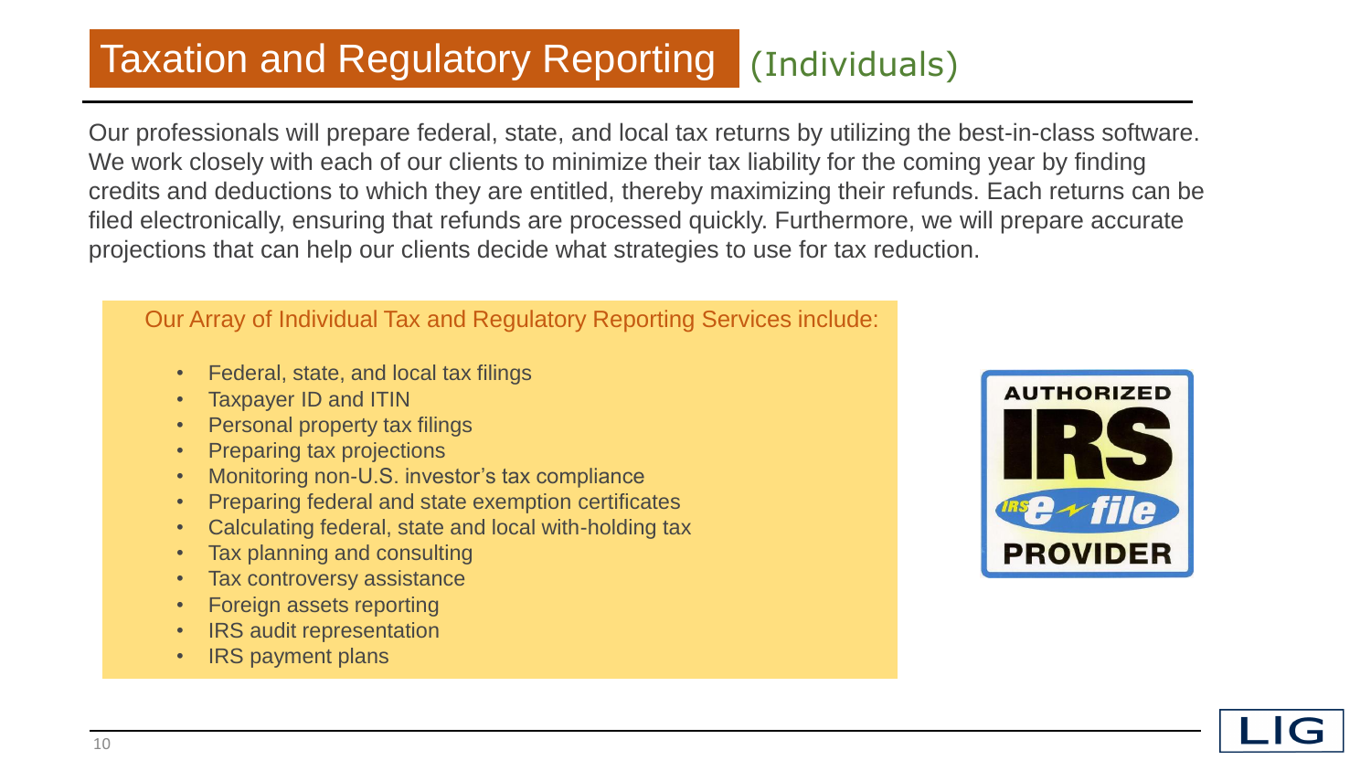# Taxation and Regulatory Reporting (Individuals)

Our professionals will prepare federal, state, and local tax returns by utilizing the best-in-class software. We work closely with each of our clients to minimize their tax liability for the coming year by finding credits and deductions to which they are entitled, thereby maximizing their refunds. Each returns can be filed electronically, ensuring that refunds are processed quickly. Furthermore, we will prepare accurate projections that can help our clients decide what strategies to use for tax reduction.

Our Array of Individual Tax and Regulatory Reporting Services include:

- Federal, state, and local tax filings
- Taxpayer ID and ITIN
- Personal property tax filings
- Preparing tax projections
- Monitoring non-U.S. investor's tax compliance
- Preparing federal and state exemption certificates
- Calculating federal, state and local with-holding tax
- Tax planning and consulting
- Tax controversy assistance
- Foreign assets reporting
- IRS audit representation
- IRS payment plans

AUTHORIZED IRS e-file PROVIDER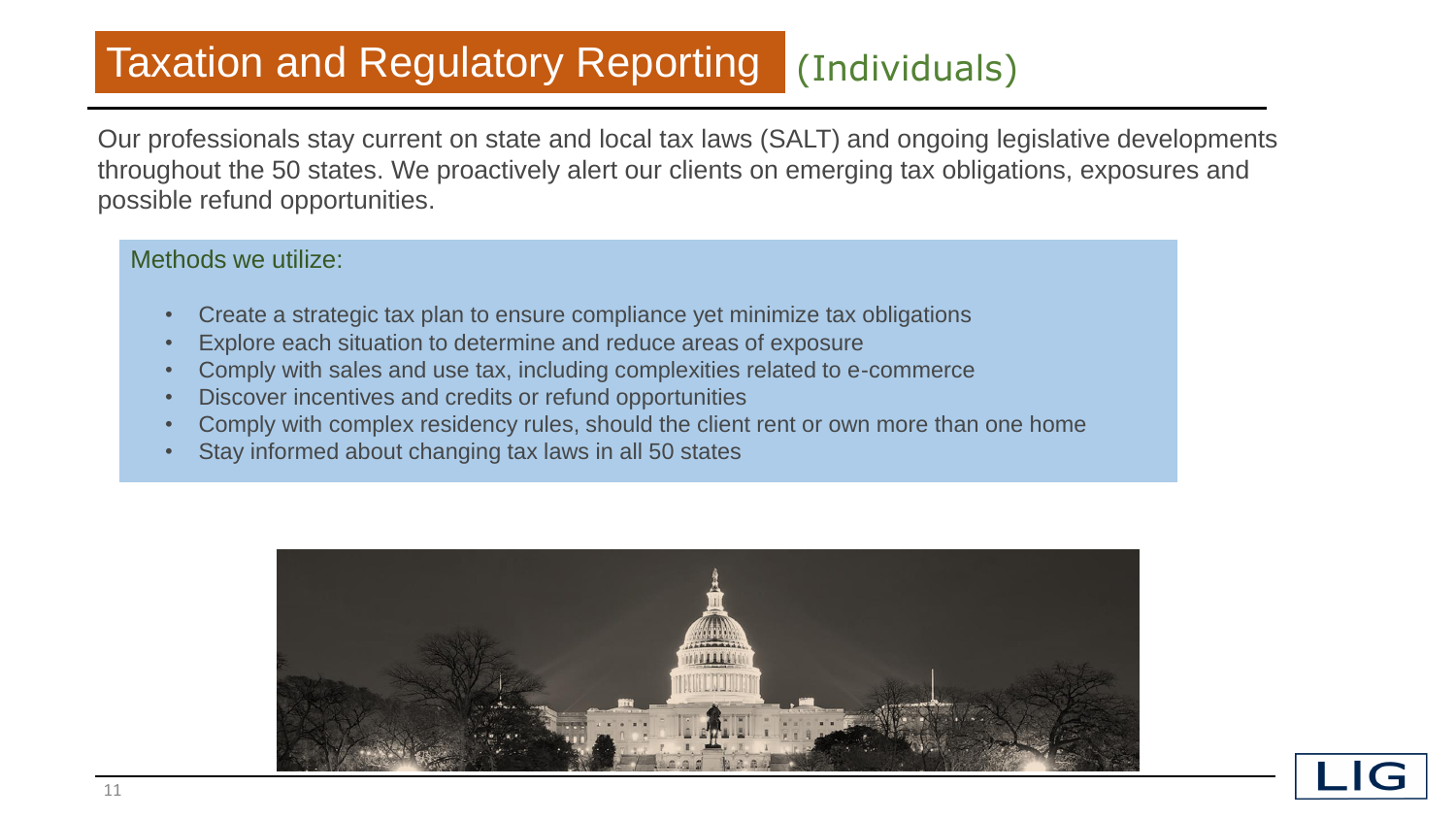# Taxation and Regulatory Reporting (Individuals)

Our professionals stay current on state and local tax laws (SALT) and ongoing legislative developments throughout the 50 states. We proactively alert our clients on emerging tax obligations, exposures and possible refund opportunities.

Methods we utilize:

- Create a strategic tax plan to ensure compliance yet minimize tax obligations
- Explore each situation to determine and reduce areas of exposure
- Comply with sales and use tax, including complexities related to e-commerce
- Discover incentives and credits or refund opportunities
- Comply with complex residency rules, should the client rent or own more than one home
- Stay informed about changing tax laws in all 50 states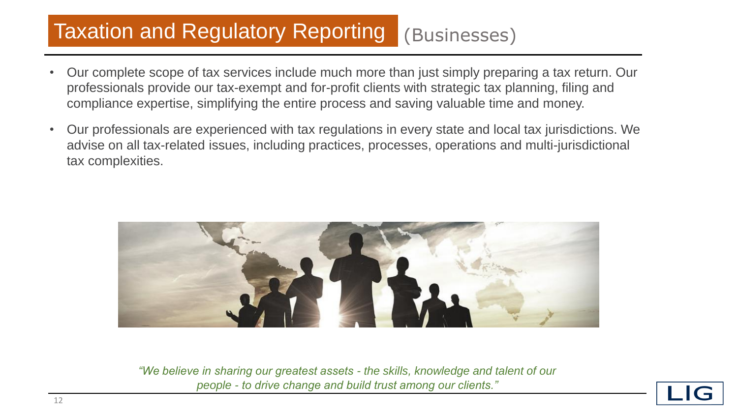# Taxation and Regulatory Reporting (Businesses)

- Our complete scope of tax services include much more than just simply preparing a tax return. Our professionals provide our tax-exempt and for-profit clients with strategic tax planning, filing and compliance expertise, simplifying the entire process and saving valuable time and money.
- Our professionals are experienced with tax regulations in every state and local tax jurisdictions. We advise on all tax-related issues, including practices, processes, operations and multi-jurisdictional tax complexities.

*"We believe in sharing our greatest assets - the skills, knowledge and talent of our people - to drive change and build trust among our clients."*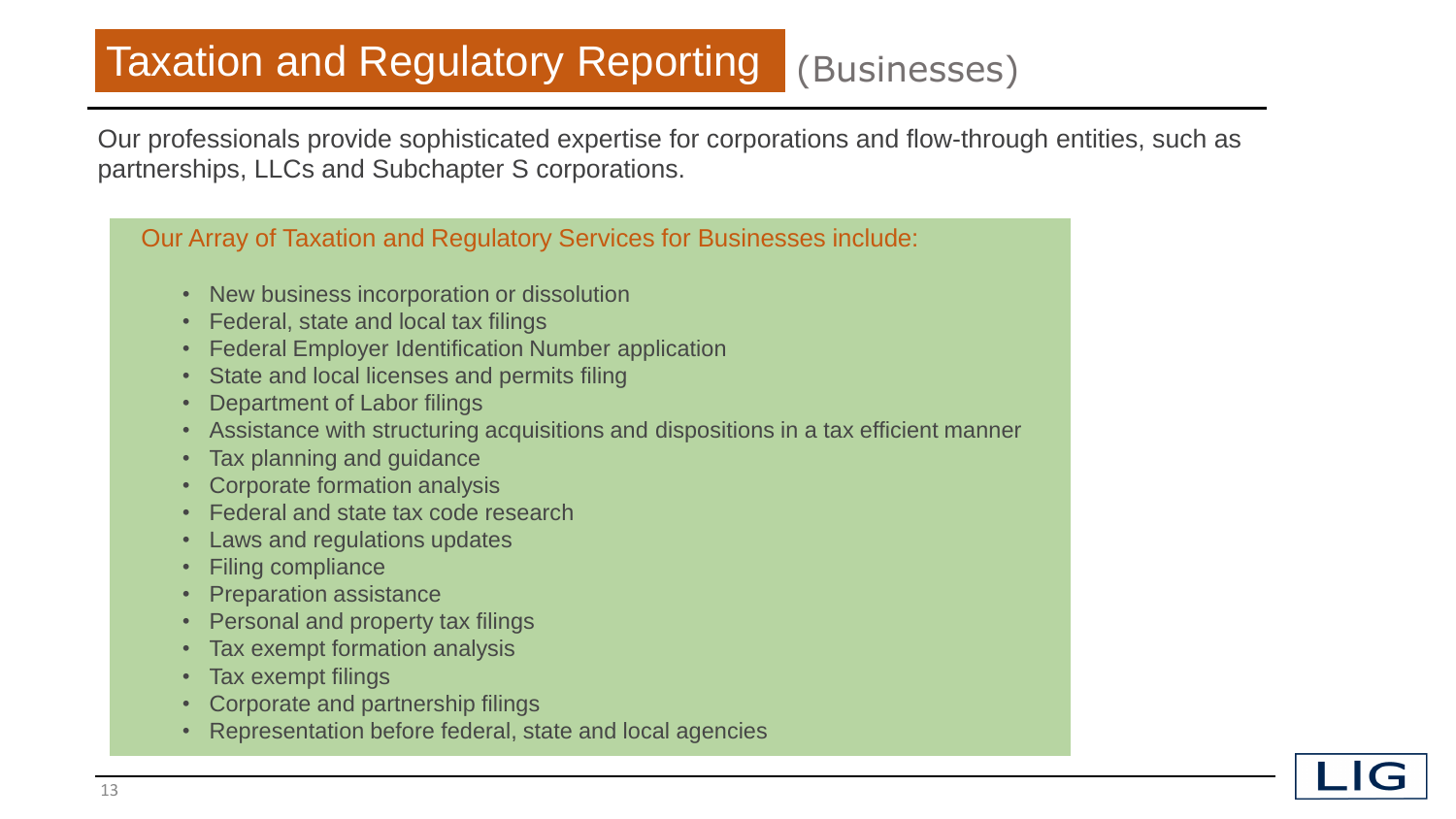# Taxation and Regulatory Reporting (Businesses)

Our professionals provide sophisticated expertise for corporations and flow-through entities, such as partnerships, LLCs and Subchapter S corporations.

## Our Array of Taxation and Regulatory Services for Businesses include:

- New business incorporation or dissolution
- Federal, state and local tax filings
- Federal Employer Identification Number application
- State and local licenses and permits filing
- Department of Labor filings
- Assistance with structuring acquisitions and dispositions in a tax efficient manner
- Tax planning and guidance
- Corporate formation analysis
- Federal and state tax code research
- Laws and regulations updates
- Filing compliance
- Preparation assistance
- Personal and property tax filings
- Tax exempt formation analysis
- Tax exempt filings
- Corporate and partnership filings
- Representation before federal, state and local agencies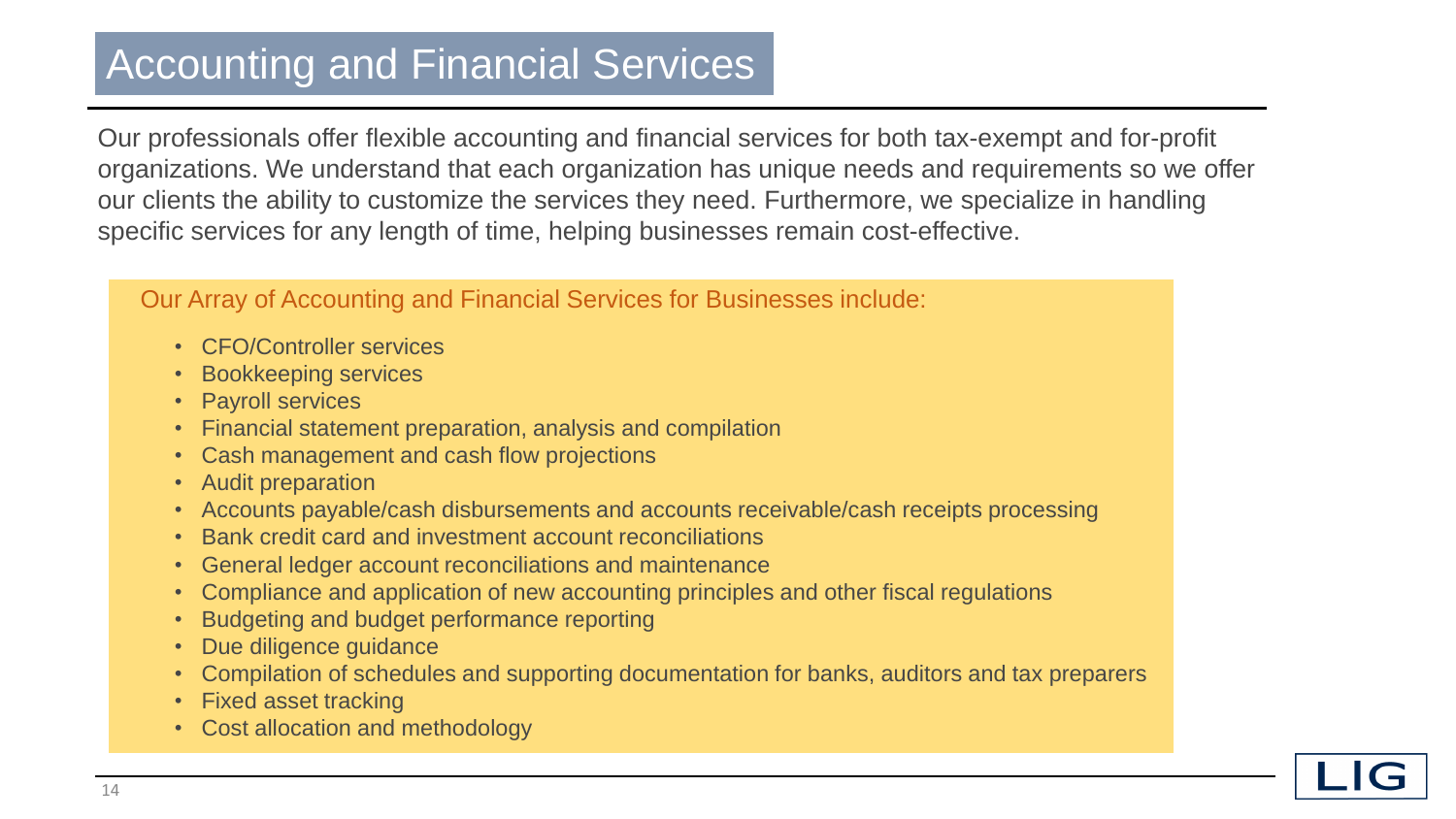# Accounting and Financial Services

Our professionals offer flexible accounting and financial services for both tax-exempt and for-profit organizations. We understand that each organization has unique needs and requirements so we offer our clients the ability to customize the services they need. Furthermore, we specialize in handling specific services for any length of time, helping businesses remain cost-effective.

## Our Array of Accounting and Financial Services for Businesses include:

- CFO/Controller services
- Bookkeeping services
- Payroll services
- Financial statement preparation, analysis and compilation
- Cash management and cash flow projections
- Audit preparation
- Accounts payable/cash disbursements and accounts receivable/cash receipts processing
- Bank credit card and investment account reconciliations
- General ledger account reconciliations and maintenance
- Compliance and application of new accounting principles and other fiscal regulations
- Budgeting and budget performance reporting
- Due diligence guidance
- Compilation of schedules and supporting documentation for banks, auditors and tax preparers
- Fixed asset tracking
- Cost allocation and methodology

LIG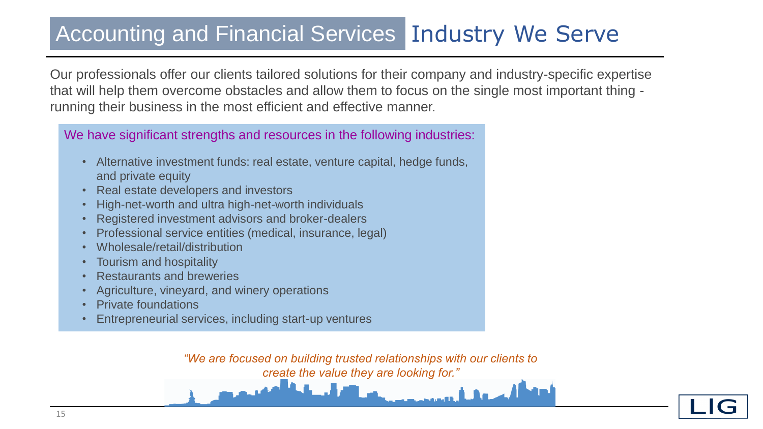# Accounting and Financial Services Industry We Serve

Our professionals offer our clients tailored solutions for their company and industry-specific expertise that will help them overcome obstacles and allow them to focus on the single most important thing - running their business in the most efficient and effective manner.

We have significant strengths and resources in the following industries:

- Alternative investment funds: real estate, venture capital, hedge funds, and private equity
- Real estate developers and investors
- High-net-worth and ultra high-net-worth individuals
- Registered investment advisors and broker-dealers
- Professional service entities (medical, insurance, legal)
- Wholesale/retail/distribution
- Tourism and hospitality
- Restaurants and breweries
- Agriculture, vineyard, and winery operations
- Private foundations
- Entrepreneurial services, including start-up ventures

*"We are focused on building trusted relationships with our clients to create the value they are looking for."*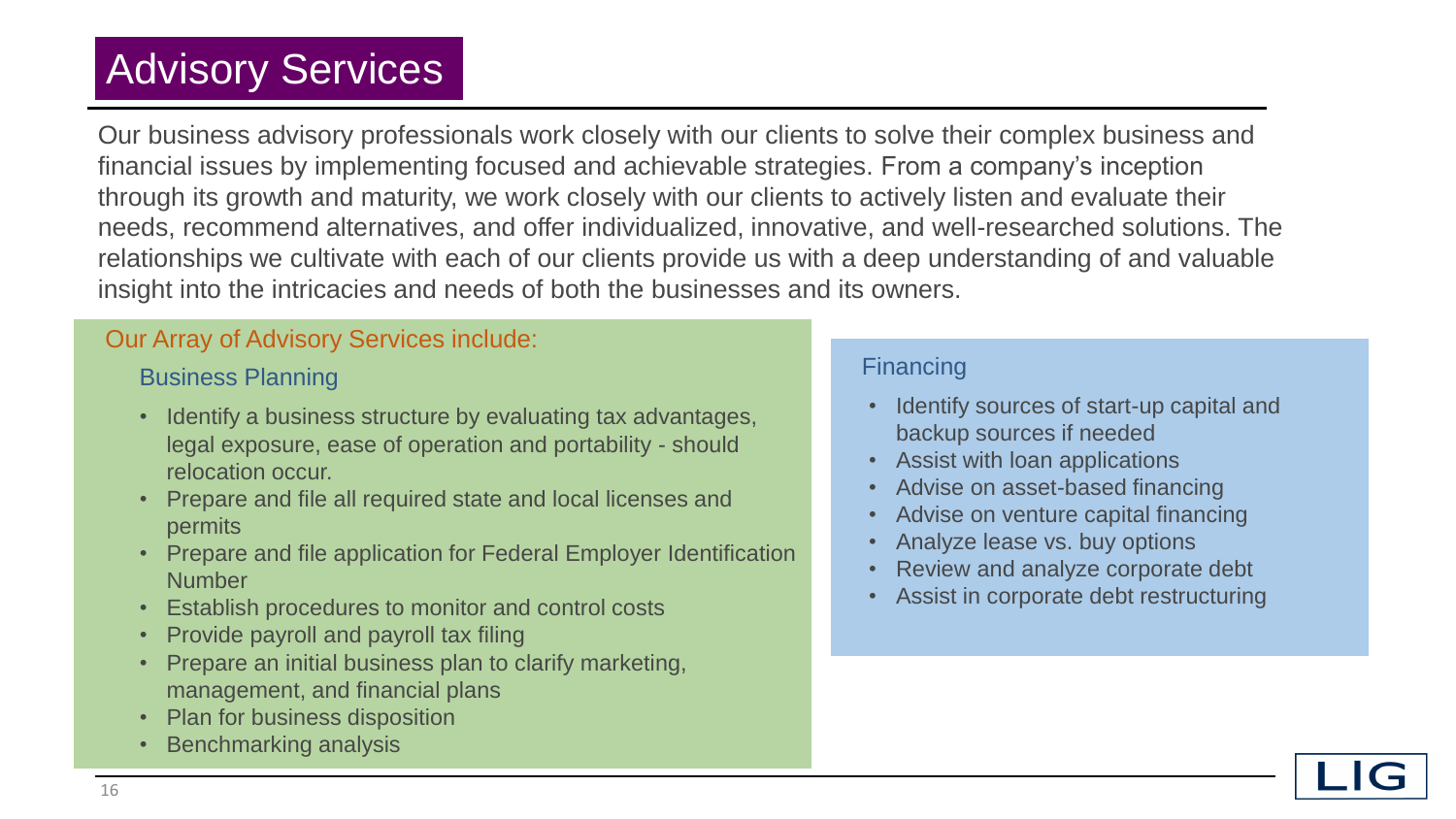# Advisory Services

Our business advisory professionals work closely with our clients to solve their complex business and financial issues by implementing focused and achievable strategies. From a company's inception through its growth and maturity, we work closely with our clients to actively listen and evaluate their needs, recommend alternatives, and offer individualized, innovative, and well-researched solutions. The relationships we cultivate with each of our clients provide us with a deep understanding of and valuable insight into the intricacies and needs of both the businesses and its owners.

## Our Array of Advisory Services include:

### Business Planning

- Identify a business structure by evaluating tax advantages, legal exposure, ease of operation and portability - should relocation occur.
- Prepare and file all required state and local licenses and permits
- Prepare and file application for Federal Employer Identification Number
- Establish procedures to monitor and control costs
- Provide payroll and payroll tax filing
- Prepare an initial business plan to clarify marketing, management, and financial plans
- Plan for business disposition
- Benchmarking analysis

### Financing

- Identify sources of start-up capital and backup sources if needed
- Assist with loan applications
- Advise on asset-based financing
- Advise on venture capital financing
- Analyze lease vs. buy options
- Review and analyze corporate debt
- Assist in corporate debt restructuring

LIG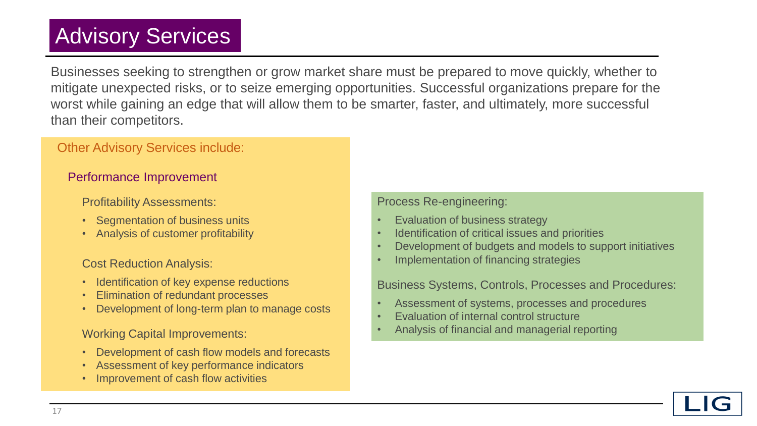# Advisory Services

Businesses seeking to strengthen or grow market share must be prepared to move quickly, whether to mitigate unexpected risks, or to seize emerging opportunities. Successful organizations prepare for the worst while gaining an edge that will allow them to be smarter, faster, and ultimately, more successful than their competitors.

## Other Advisory Services include:

### Performance Improvement

Profitability Assessments:

- Segmentation of business units
- Analysis of customer profitability

Cost Reduction Analysis:

- Identification of key expense reductions
- Elimination of redundant processes
- Development of long-term plan to manage costs

Working Capital Improvements:

- Development of cash flow models and forecasts
- Assessment of key performance indicators
- Improvement of cash flow activities

Process Re-engineering:

- Evaluation of business strategy
- Identification of critical issues and priorities
- Development of budgets and models to support initiatives
- Implementation of financing strategies

Business Systems, Controls, Processes and Procedures:

- Assessment of systems, processes and procedures
- Evaluation of internal control structure
- Analysis of financial and managerial reporting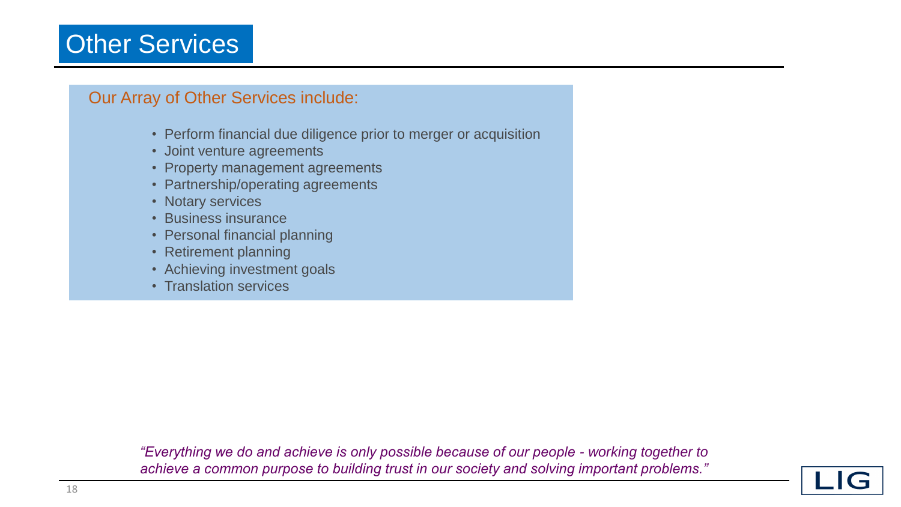# Other Services

Our Array of Other Services include:

- Perform financial due diligence prior to merger or acquisition
- Joint venture agreements
- Property management agreements
- Partnership/operating agreements
- Notary services
- Business insurance
- Personal financial planning
- Retirement planning
- Achieving investment goals
- Translation services

*"Everything we do and achieve is only possible because of our people - working together to achieve a common purpose to building trust in our society and solving important problems."*

LIG